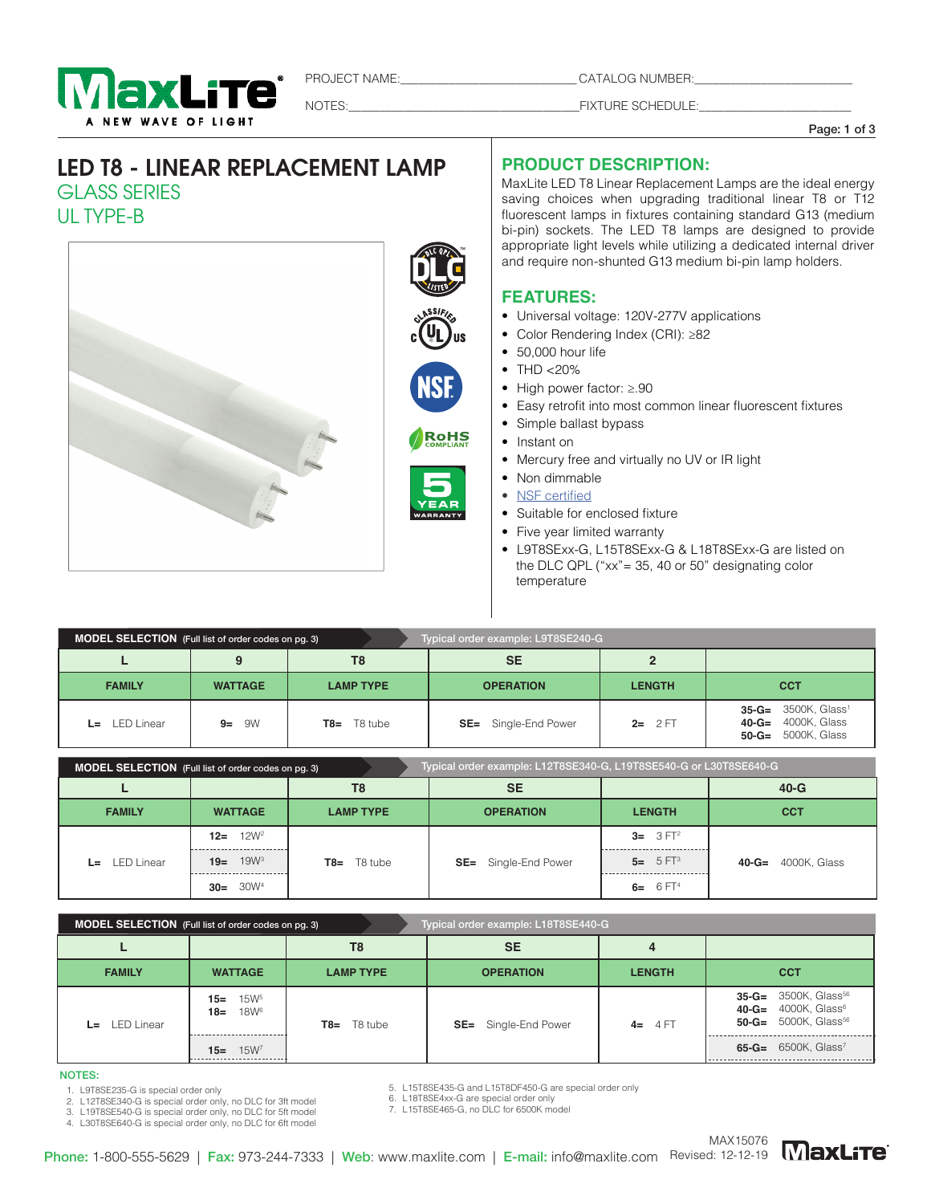PROJECT NAME:________________________ CATALOG NUMBER:________________________

NOTES:________________________ FIXTURE SCHEDULE:________________________

# LED T8 - LINEAR REPLACEMENT LAMP

## GLASS SERIES

## UL TYPE-B

## PRODUCT DESCRIPTION:

MaxLite LED T8 Linear Replacement Lamps are the ideal energy saving choices when upgrading traditional linear T8 or T12 fluorescent lamps in fixtures containing standard G13 (medium bi-pin) sockets. The LED T8 lamps are designed to provide appropriate light levels while utilizing a dedicated internal driver and require non-shunted G13 medium bi-pin lamp holders.

## FEATURES:

- Universal voltage: 120V-277V applications
- Color Rendering Index (CRI): ≥82
- 50,000 hour life
- THD <20%
- High power factor: ≥.90
- Easy retrofit into most common linear fluorescent fixtures
- Simple ballast bypass
- Instant on
- Mercury free and virtually no UV or IR light
- Non dimmable
- NSF certified
- Suitable for enclosed fixture
- Five year limited warranty
- L9T8SExx-G, L15T8SExx-G & L18T8SExx-G are listed on the DLC QPL ("xx"= 35, 40 or 50" designating color temperature

**MODEL SELECTION** (Full list of order codes on pg. 3) — Typical order example: L9T8SE240-G

| L | 9 | T8 | SE | 2 | |
|---|---|---|---|---|---|
| **FAMILY** | **WATTAGE** | **LAMP TYPE** | **OPERATION** | **LENGTH** | **CCT** |
| **L=** LED Linear | **9=** 9W | **T8=** T8 tube | **SE=** Single-End Power | **2=** 2 FT | **35-G=** 3500K, Glass[1]<br>**40-G=** 4000K, Glass<br>**50-G=** 5000K, Glass |

**MODEL SELECTION** (Full list of order codes on pg. 3) — Typical order example: L12T8SE340-G, L19T8SE540-G or L30T8SE640-G

| L | | T8 | SE | | 40-G |
|---|---|---|---|---|---|
| **FAMILY** | **WATTAGE** | **LAMP TYPE** | **OPERATION** | **LENGTH** | **CCT** |
| **L=** LED Linear | **12=** 12W[2] | **T8=** T8 tube | **SE=** Single-End Power | **3=** 3 FT[2] | **40-G=** 4000K, Glass |
| | **19=** 19W[3] | | | **5=** 5 FT[3] | |
| | **30=** 30W[4] | | | **6=** 6 FT[4] | |

**MODEL SELECTION** (Full list of order codes on pg. 3) — Typical order example: L18T8SE440-G

| L | | T8 | SE | 4 | |
|---|---|---|---|---|---|
| **FAMILY** | **WATTAGE** | **LAMP TYPE** | **OPERATION** | **LENGTH** | **CCT** |
| **L=** LED Linear | **15=** 15W[5]<br>**18=** 18W[6] | **T8=** T8 tube | **SE=** Single-End Power | **4=** 4 FT | **35-G=** 3500K, Glass[56]<br>**40-G=** 4000K, Glass[6]<br>**50-G=** 5000K, Glass[56] |
| | **15=** 15W[7] | | | | **65-G=** 6500K, Glass[7] |

**NOTES:**

1. L9T8SE235-G is special order only
2. L12T8SE340-G is special order only, no DLC for 3ft model
3. L19T8SE540-G is special order only, no DLC for 5ft model
4. L30T8SE640-G is special order only, no DLC for 6ft model
5. L15T8SE435-G and L15T8DF450-G are special order only
6. L18T8SE4xx-G are special order only
7. L15T8SE465-G, no DLC for 6500K model

**Phone:** 1-800-555-5629 | **Fax:** 973-244-7333 | **Web:** www.maxlite.com | **E-mail:** info@maxlite.com

MAX15076
Revised: 12-12-19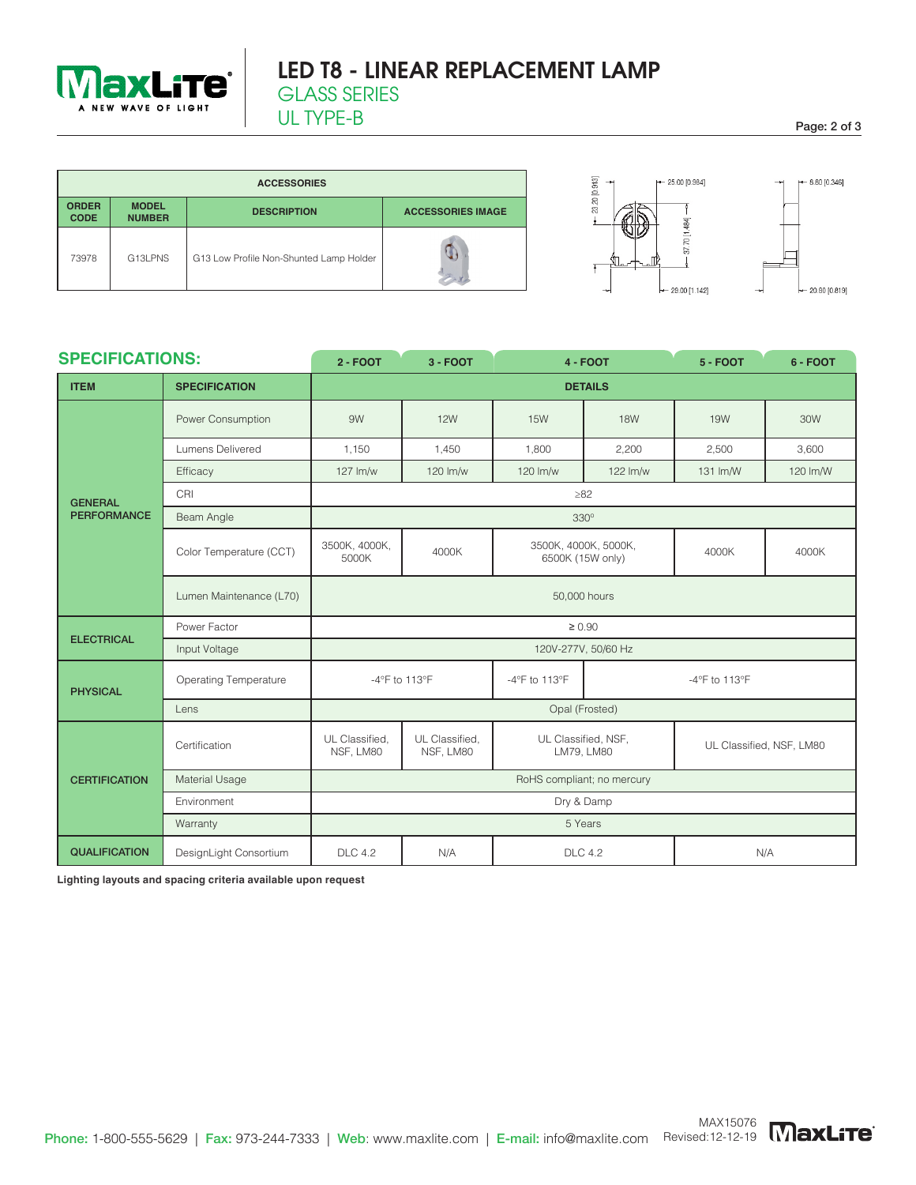| ACCESSORIES | | | |
|---|---|---|---|
| ORDER CODE | MODEL NUMBER | DESCRIPTION | ACCESSORIES IMAGE |
| 73978 | G13LPNS | G13 Low Profile Non-Shunted Lamp Holder | |

25.00 [0.984] 23.20 [0.913] 37.70 [1.484] 29.00 [1.142] 8.80 [0.346] 20.80 [0.819]

## SPECIFICATIONS:

| ITEM | SPECIFICATION | 2 - FOOT | 3 - FOOT | 4 - FOOT | 4 - FOOT | 5 - FOOT | 6 - FOOT |
|---|---|---|---|---|---|---|---|
| | | DETAILS | | | | | |
| GENERAL PERFORMANCE | Power Consumption | 9W | 12W | 15W | 18W | 19W | 30W |
| | Lumens Delivered | 1,150 | 1,450 | 1,800 | 2,200 | 2,500 | 3,600 |
| | Efficacy | 127 lm/w | 120 lm/w | 120 lm/w | 122 lm/w | 131 lm/W | 120 lm/W |
| | CRI | ≥82 | | | | | |
| | Beam Angle | 330° | | | | | |
| | Color Temperature (CCT) | 3500K, 4000K, 5000K | 4000K | 3500K, 4000K, 5000K, 6500K (15W only) | | 4000K | 4000K |
| | Lumen Maintenance (L70) | 50,000 hours | | | | | |
| ELECTRICAL | Power Factor | ≥ 0.90 | | | | | |
| | Input Voltage | 120V-277V, 50/60 Hz | | | | | |
| PHYSICAL | Operating Temperature | -4°F to 113°F | | -4°F to 113°F | -4°F to 113°F | | |
| | Lens | Opal (Frosted) | | | | | |
| CERTIFICATION | Certification | UL Classified, NSF, LM80 | UL Classified, NSF, LM80 | UL Classified, NSF, LM79, LM80 | | UL Classified, NSF, LM80 | |
| | Material Usage | RoHS compliant; no mercury | | | | | |
| | Environment | Dry & Damp | | | | | |
| | Warranty | 5 Years | | | | | |
| QUALIFICATION | DesignLight Consortium | DLC 4.2 | N/A | DLC 4.2 | | N/A | |

**Lighting layouts and spacing criteria available upon request**

MAX15076
Revised:12-12-19

**Phone:** 1-800-555-5629 | **Fax:** 973-244-7333 | **Web:** www.maxlite.com | **E-mail:** info@maxlite.com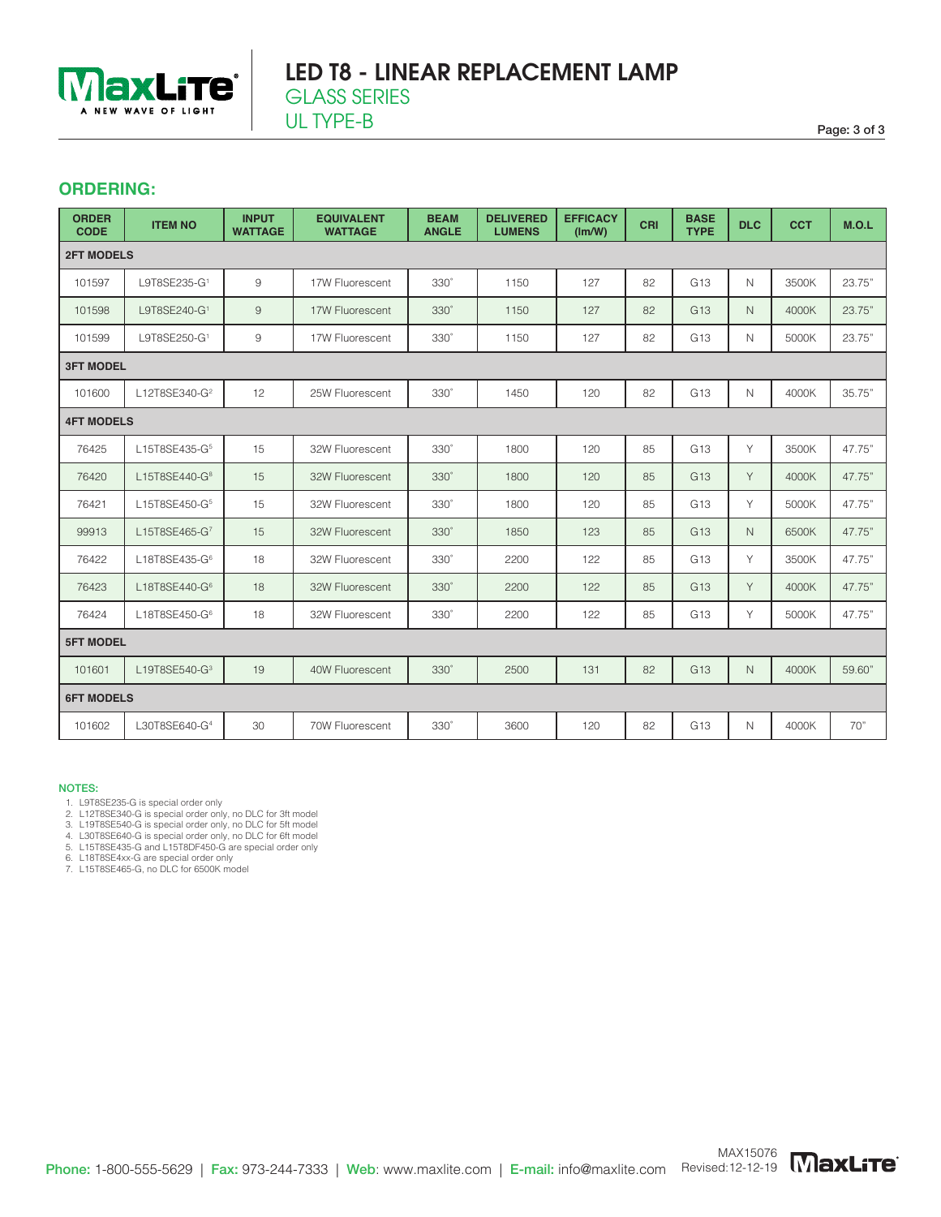# LED T8 - LINEAR REPLACEMENT LAMP

GLASS SERIES

UL TYPE-B

## ORDERING:

| ORDER CODE | ITEM NO | INPUT WATTAGE | EQUIVALENT WATTAGE | BEAM ANGLE | DELIVERED LUMENS | EFFICACY (lm/W) | CRI | BASE TYPE | DLC | CCT | M.O.L |
|---|---|---|---|---|---|---|---|---|---|---|---|
| **2FT MODELS** | | | | | | | | | | | |
| 101597 | L9T8SE235-G[1] | 9 | 17W Fluorescent | 330˚ | 1150 | 127 | 82 | G13 | N | 3500K | 23.75" |
| 101598 | L9T8SE240-G[1] | 9 | 17W Fluorescent | 330˚ | 1150 | 127 | 82 | G13 | N | 4000K | 23.75" |
| 101599 | L9T8SE250-G[1] | 9 | 17W Fluorescent | 330˚ | 1150 | 127 | 82 | G13 | N | 5000K | 23.75" |
| **3FT MODEL** | | | | | | | | | | | |
| 101600 | L12T8SE340-G[2] | 12 | 25W Fluorescent | 330˚ | 1450 | 120 | 82 | G13 | N | 4000K | 35.75" |
| **4FT MODELS** | | | | | | | | | | | |
| 76425 | L15T8SE435-G[5] | 15 | 32W Fluorescent | 330˚ | 1800 | 120 | 85 | G13 | Y | 3500K | 47.75" |
| 76420 | L15T8SE440-G[8] | 15 | 32W Fluorescent | 330˚ | 1800 | 120 | 85 | G13 | Y | 4000K | 47.75" |
| 76421 | L15T8SE450-G[5] | 15 | 32W Fluorescent | 330˚ | 1800 | 120 | 85 | G13 | Y | 5000K | 47.75" |
| 99913 | L15T8SE465-G[7] | 15 | 32W Fluorescent | 330˚ | 1850 | 123 | 85 | G13 | N | 6500K | 47.75" |
| 76422 | L18T8SE435-G[6] | 18 | 32W Fluorescent | 330˚ | 2200 | 122 | 85 | G13 | Y | 3500K | 47.75" |
| 76423 | L18T8SE440-G[6] | 18 | 32W Fluorescent | 330˚ | 2200 | 122 | 85 | G13 | Y | 4000K | 47.75" |
| 76424 | L18T8SE450-G[6] | 18 | 32W Fluorescent | 330˚ | 2200 | 122 | 85 | G13 | Y | 5000K | 47.75" |
| **5FT MODEL** | | | | | | | | | | | |
| 101601 | L19T8SE540-G[3] | 19 | 40W Fluorescent | 330˚ | 2500 | 131 | 82 | G13 | N | 4000K | 59.60" |
| **6FT MODELS** | | | | | | | | | | | |
| 101602 | L30T8SE640-G[4] | 30 | 70W Fluorescent | 330˚ | 3600 | 120 | 82 | G13 | N | 4000K | 70" |

**NOTES:**

1. L9T8SE235-G is special order only
2. L12T8SE340-G is special order only, no DLC for 3ft model
3. L19T8SE540-G is special order only, no DLC for 5ft model
4. L30T8SE640-G is special order only, no DLC for 6ft model
5. L15T8SE435-G and L15T8DF450-G are special order only
6. L18T8SE4xx-G are special order only
7. L15T8SE465-G, no DLC for 6500K model

Phone: 1-800-555-5629 | Fax: 973-244-7333 | Web: www.maxlite.com | E-mail: info@maxlite.com

MAX15076
Revised:12-12-19